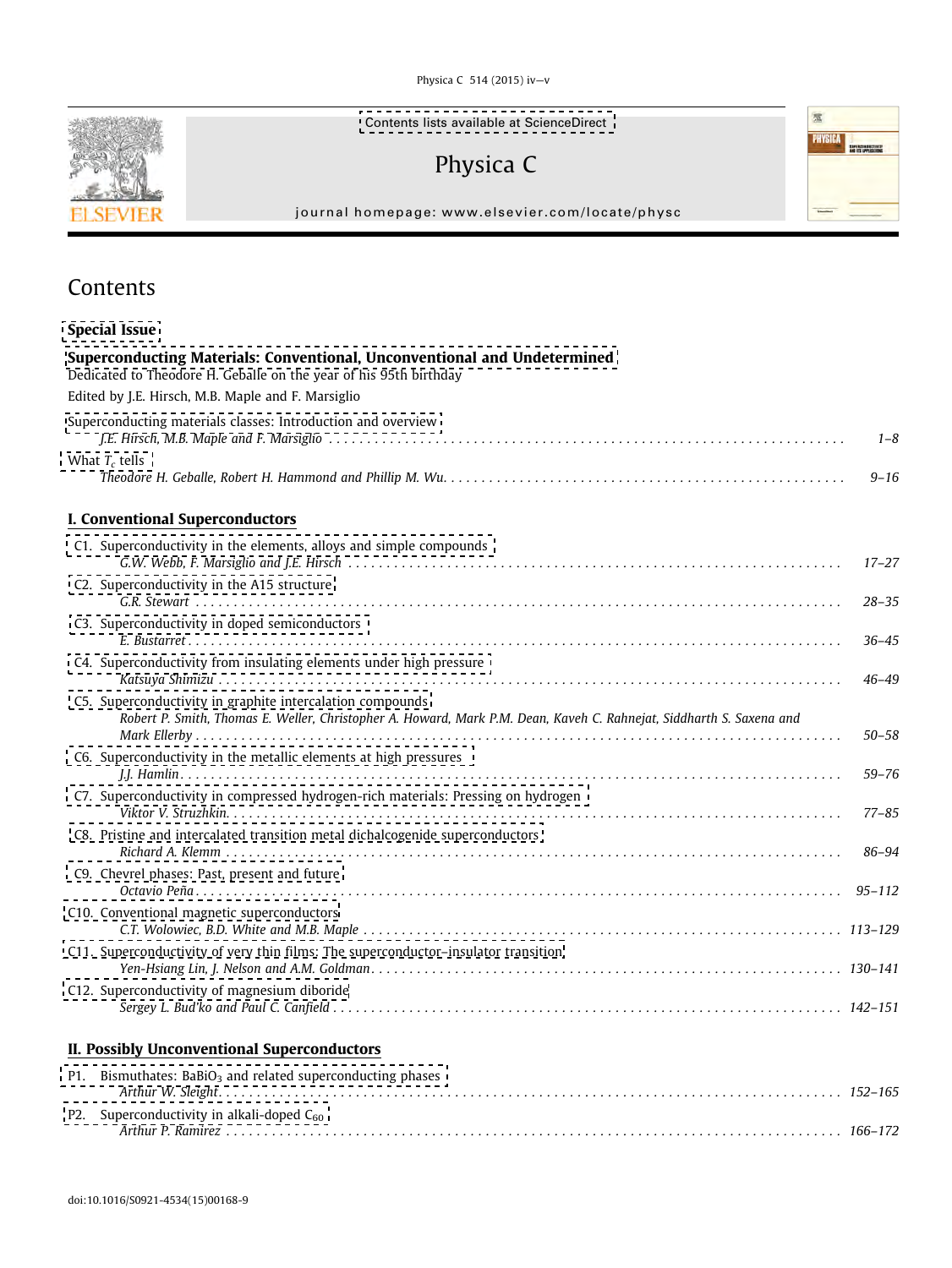Contents lists available at ScienceDirect

# Physica C

journal homepage: www.elsevier.com/locate/physc

## Contents

**Special Issue**

**Superconducting Materials: Conventional, Unconventional and Undetermined**
Dedicated to Theodore H. Geballe on the year of his 95th birthday

Edited by J.E. Hirsch, M.B. Maple and F. Marsiglio

Superconducting materials classes: Introduction and overview
*J.E. Hirsch, M.B. Maple and F. Marsiglio* ........ *1–8*

What $T_c$ tells
*Theodore H. Geballe, Robert H. Hammond and Phillip M. Wu* ........ *9–16*

### I. Conventional Superconductors

C1. Superconductivity in the elements, alloys and simple compounds
*G.W. Webb, F. Marsiglio and J.E. Hirsch* ........ *17–27*

C2. Superconductivity in the A15 structure
*G.R. Stewart* ........ *28–35*

C3. Superconductivity in doped semiconductors
*E. Bustarret* ........ *36–45*

C4. Superconductivity from insulating elements under high pressure
*Katsuya Shimizu* ........ *46–49*

C5. Superconductivity in graphite intercalation compounds
*Robert P. Smith, Thomas E. Weller, Christopher A. Howard, Mark P.M. Dean, Kaveh C. Rahnejat, Siddharth S. Saxena and Mark Ellerby* ........ *50–58*

C6. Superconductivity in the metallic elements at high pressures
*J.J. Hamlin* ........ *59–76*

C7. Superconductivity in compressed hydrogen-rich materials: Pressing on hydrogen
*Viktor V. Struzhkin* ........ *77–85*

C8. Pristine and intercalated transition metal dichalcogenide superconductors
*Richard A. Klemm* ........ *86–94*

C9. Chevrel phases: Past, present and future
*Octavio Peña* ........ *95–112*

C10. Conventional magnetic superconductors
*C.T. Wolowiec, B.D. White and M.B. Maple* ........ *113–129*

C11. Superconductivity of very thin films: The superconductor–insulator transition
*Yen-Hsiang Lin, J. Nelson and A.M. Goldman* ........ *130–141*

C12. Superconductivity of magnesium diboride
*Sergey L. Bud'ko and Paul C. Canfield* ........ *142–151*

### II. Possibly Unconventional Superconductors

P1. Bismuthates: $BaBiO_3$ and related superconducting phases
*Arthur W. Sleight* ........ *152–165*

P2. Superconductivity in alkali-doped $C_{60}$
*Arthur P. Ramirez* ........ *166–172*

doi:10.1016/S0921-4534(15)00168-9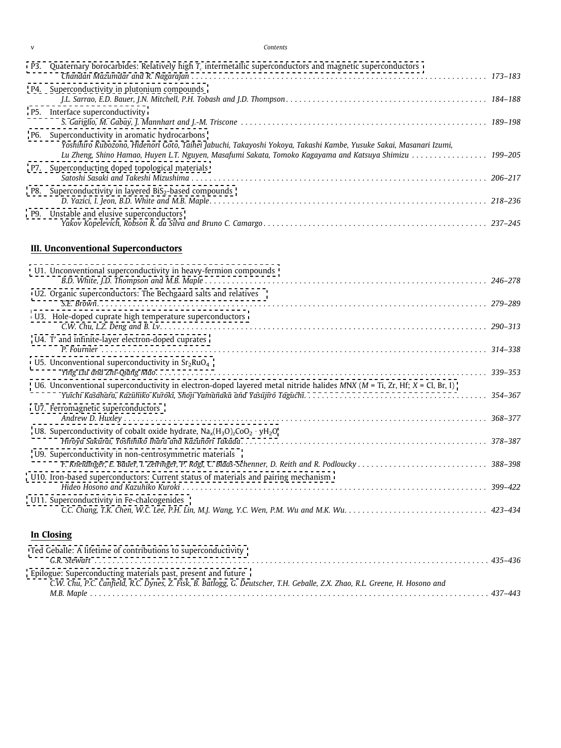P3. Quaternary borocarbides: Relatively high $T_c$ intermetallic superconductors and magnetic superconductors
*Chandan Mazumdar and R. Nagarajan* . . . . . . . . . . . . . . . . . . . . . . . . . . . . . . . . . . . . . . 173–183

P4. Superconductivity in plutonium compounds
*J.L. Sarrao, E.D. Bauer, J.N. Mitchell, P.H. Tobash and J.D. Thompson* . . . . . . . . . . . . . . . . . . . . . 184–188

P5. Interface superconductivity
*S. Gariglio, M. Gabay, J. Mannhart and J.-M. Triscone* . . . . . . . . . . . . . . . . . . . . . . . . . . . 189–198

P6. Superconductivity in aromatic hydrocarbons
*Yoshihiro Kubozono, Hidenori Goto, Taihei Jabuchi, Takayoshi Yokoya, Takashi Kambe, Yusuke Sakai, Masanari Izumi, Lu Zheng, Shino Hamao, Huyen L.T. Nguyen, Masafumi Sakata, Tomoko Kagayama and Katsuya Shimizu* . . . . . . . . 199–205

P7. Superconducting doped topological materials
*Satoshi Sasaki and Takeshi Mizushima* . . . . . . . . . . . . . . . . . . . . . . . . . . . . . . . . . . . 206–217

P8. Superconductivity in layered $BiS_2$-based compounds
*D. Yazici, I. Jeon, B.D. White and M.B. Maple* . . . . . . . . . . . . . . . . . . . . . . . . . . . . . . . 218–236

P9. Unstable and elusive superconductors
*Yakov Kopelevich, Robson R. da Silva and Bruno C. Camargo* . . . . . . . . . . . . . . . . . . . . . . . . 237–245

## III. Unconventional Superconductors

U1. Unconventional superconductivity in heavy-fermion compounds
*B.D. White, J.D. Thompson and M.B. Maple* . . . . . . . . . . . . . . . . . . . . . . . . . . . . . . . . . 246–278

U2. Organic superconductors: The Bechgaard salts and relatives
*S.E. Brown* . . . . . . . . . . . . . . . . . . . . . . . . . . . . . . . . . . . . . . . . . . . . . . . . . 279–289

U3. Hole-doped cuprate high temperature superconductors
*C.W. Chu, L.Z. Deng and B. Lv* . . . . . . . . . . . . . . . . . . . . . . . . . . . . . . . . . . . . . . 290–313

U4. T′ and infinite-layer electron-doped cuprates
*P. Fournier* . . . . . . . . . . . . . . . . . . . . . . . . . . . . . . . . . . . . . . . . . . . . . . . . . 314–338

U5. Unconventional superconductivity in $Sr_2RuO_4$
*Ying Liu and Zhi-Qiang Mao* . . . . . . . . . . . . . . . . . . . . . . . . . . . . . . . . . . . . . . . . 339–353

U6. Unconventional superconductivity in electron-doped layered metal nitride halides $MNX$ ($M$ = Ti, Zr, Hf; $X$ = Cl, Br, I)
*Yuichi Kasahara, Kazuhiko Kuroki, Shoji Yamanaka and Yasujiro Taguchi* . . . . . . . . . . . . . . . . . . 354–367

U7. Ferromagnetic superconductors
*Andrew D. Huxley* . . . . . . . . . . . . . . . . . . . . . . . . . . . . . . . . . . . . . . . . . . . . . . 368–377

U8. Superconductivity of cobalt oxide hydrate, $Na_x(H_3O)_zCoO_2 \cdot yH_2O$
*Hiroya Sakurai, Yoshihiko Ihara and Kazunori Takada* . . . . . . . . . . . . . . . . . . . . . . . . . . . 378–387

U9. Superconductivity in non-centrosymmetric materials
*F. Kneidinger, E. Bauer, I. Zeiringer, P. Rogl, C. Blaas-Schenner, D. Reith and R. Podloucky* . . . . . . . . . . 388–398

U10. Iron-based superconductors: Current status of materials and pairing mechanism
*Hideo Hosono and Kazuhiko Kuroki* . . . . . . . . . . . . . . . . . . . . . . . . . . . . . . . . . . . . 399–422

U11. Superconductivity in Fe-chalcogenides
*C.C. Chang, T.K. Chen, W.C. Lee, P.H. Lin, M.J. Wang, Y.C. Wen, P.M. Wu and M.K. Wu* . . . . . . . . . . . . 423–434

## In Closing

Ted Geballe: A lifetime of contributions to superconductivity
*G.R. Stewart* . . . . . . . . . . . . . . . . . . . . . . . . . . . . . . . . . . . . . . . . . . . . . . . . 435–436

Epilogue: Superconducting materials past, present and future
*C.W. Chu, P.C. Canfield, R.C. Dynes, Z. Fisk, B. Batlogg, G. Deutscher, T.H. Geballe, Z.X. Zhao, R.L. Greene, H. Hosono and M.B. Maple* . . . . . . . . . . . . . . . . . . . . . . . . . . . . . . . . . . . . . . . . . . . . . 437–443